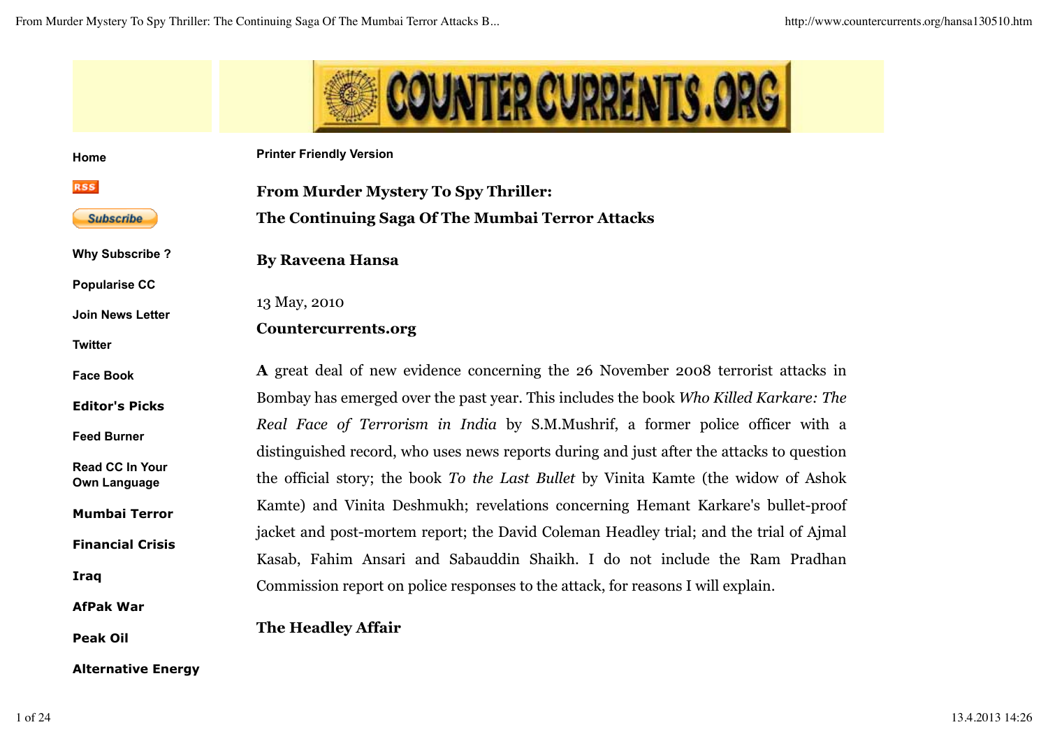Home

RSS

Subscribe

Why Subscribe ?

Popularise CC

Join News Letter

Twitter

Face Book

Editor's Picks

Feed Burner

Read CC In Your Own Language

Mumbai Terror

Financial Crisis

Iraq

AfPak War

Peak Oil

Alternative Energy

Printer Friendly Version

# From Murder Mystery To Spy Thriller: The Continuing Saga Of The Mumbai Terror Attacks

**By Raveena Hansa**

13 May, 2010

**Countercurrents.org**

**A** great deal of new evidence concerning the 26 November 2008 terrorist attacks in Bombay has emerged over the past year. This includes the book *Who Killed Karkare: The Real Face of Terrorism in India* by S.M.Mushrif, a former police officer with a distinguished record, who uses news reports during and just after the attacks to question the official story; the book *To the Last Bullet* by Vinita Kamte (the widow of Ashok Kamte) and Vinita Deshmukh; revelations concerning Hemant Karkare's bullet-proof jacket and post-mortem report; the David Coleman Headley trial; and the trial of Ajmal Kasab, Fahim Ansari and Sabauddin Shaikh. I do not include the Ram Pradhan Commission report on police responses to the attack, for reasons I will explain.

## The Headley Affair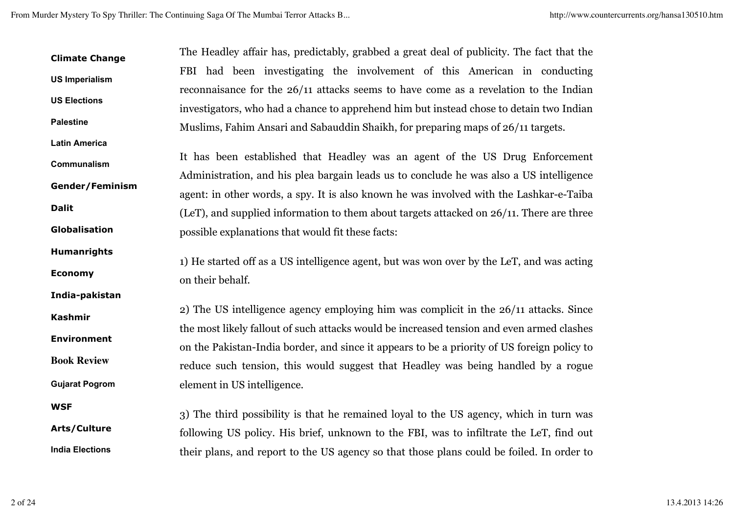Climate Change

US Imperialism

US Elections

Palestine

Latin America

Communalism

Gender/Feminism

Dalit

Globalisation

Humanrights

Economy

India-pakistan

Kashmir

Environment

Book Review

Gujarat Pogrom

WSF

Arts/Culture

India Elections

The Headley affair has, predictably, grabbed a great deal of publicity. The fact that the FBI had been investigating the involvement of this American in conducting reconnaisance for the 26/11 attacks seems to have come as a revelation to the Indian investigators, who had a chance to apprehend him but instead chose to detain two Indian Muslims, Fahim Ansari and Sabauddin Shaikh, for preparing maps of 26/11 targets.

It has been established that Headley was an agent of the US Drug Enforcement Administration, and his plea bargain leads us to conclude he was also a US intelligence agent: in other words, a spy. It is also known he was involved with the Lashkar-e-Taiba (LeT), and supplied information to them about targets attacked on 26/11. There are three possible explanations that would fit these facts:

1) He started off as a US intelligence agent, but was won over by the LeT, and was acting on their behalf.

2) The US intelligence agency employing him was complicit in the 26/11 attacks. Since the most likely fallout of such attacks would be increased tension and even armed clashes on the Pakistan-India border, and since it appears to be a priority of US foreign policy to reduce such tension, this would suggest that Headley was being handled by a rogue element in US intelligence.

3) The third possibility is that he remained loyal to the US agency, which in turn was following US policy. His brief, unknown to the FBI, was to infiltrate the LeT, find out their plans, and report to the US agency so that those plans could be foiled. In order to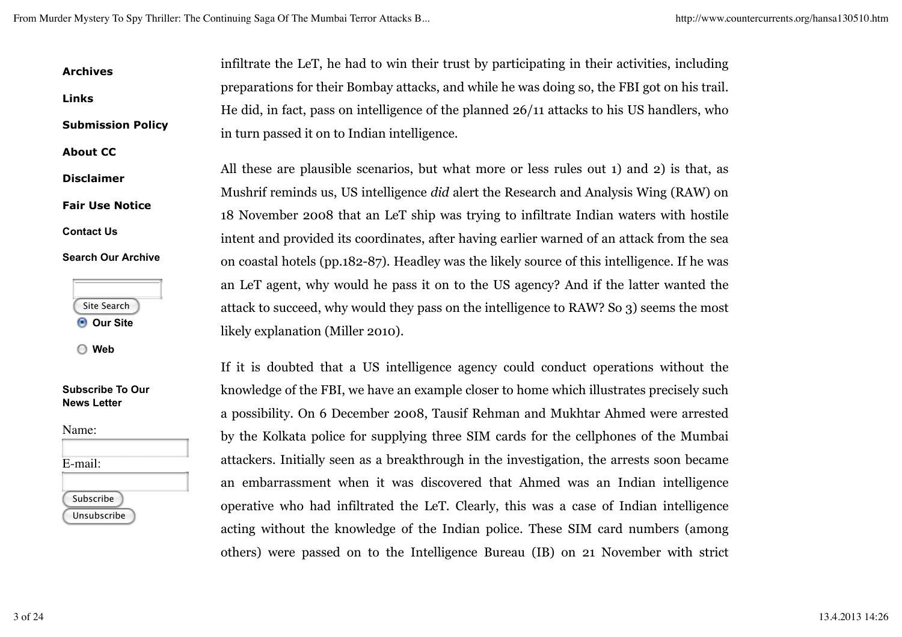infiltrate the LeT, he had to win their trust by participating in their activities, including preparations for their Bombay attacks, and while he was doing so, the FBI got on his trail. He did, in fact, pass on intelligence of the planned 26/11 attacks to his US handlers, who in turn passed it on to Indian intelligence.

All these are plausible scenarios, but what more or less rules out 1) and 2) is that, as Mushrif reminds us, US intelligence *did* alert the Research and Analysis Wing (RAW) on 18 November 2008 that an LeT ship was trying to infiltrate Indian waters with hostile intent and provided its coordinates, after having earlier warned of an attack from the sea on coastal hotels (pp.182-87). Headley was the likely source of this intelligence. If he was an LeT agent, why would he pass it on to the US agency? And if the latter wanted the attack to succeed, why would they pass on the intelligence to RAW? So 3) seems the most likely explanation (Miller 2010).

If it is doubted that a US intelligence agency could conduct operations without the knowledge of the FBI, we have an example closer to home which illustrates precisely such a possibility. On 6 December 2008, Tausif Rehman and Mukhtar Ahmed were arrested by the Kolkata police for supplying three SIM cards for the cellphones of the Mumbai attackers. Initially seen as a breakthrough in the investigation, the arrests soon became an embarrassment when it was discovered that Ahmed was an Indian intelligence operative who had infiltrated the LeT. Clearly, this was a case of Indian intelligence acting without the knowledge of the Indian police. These SIM card numbers (among others) were passed on to the Intelligence Bureau (IB) on 21 November with strict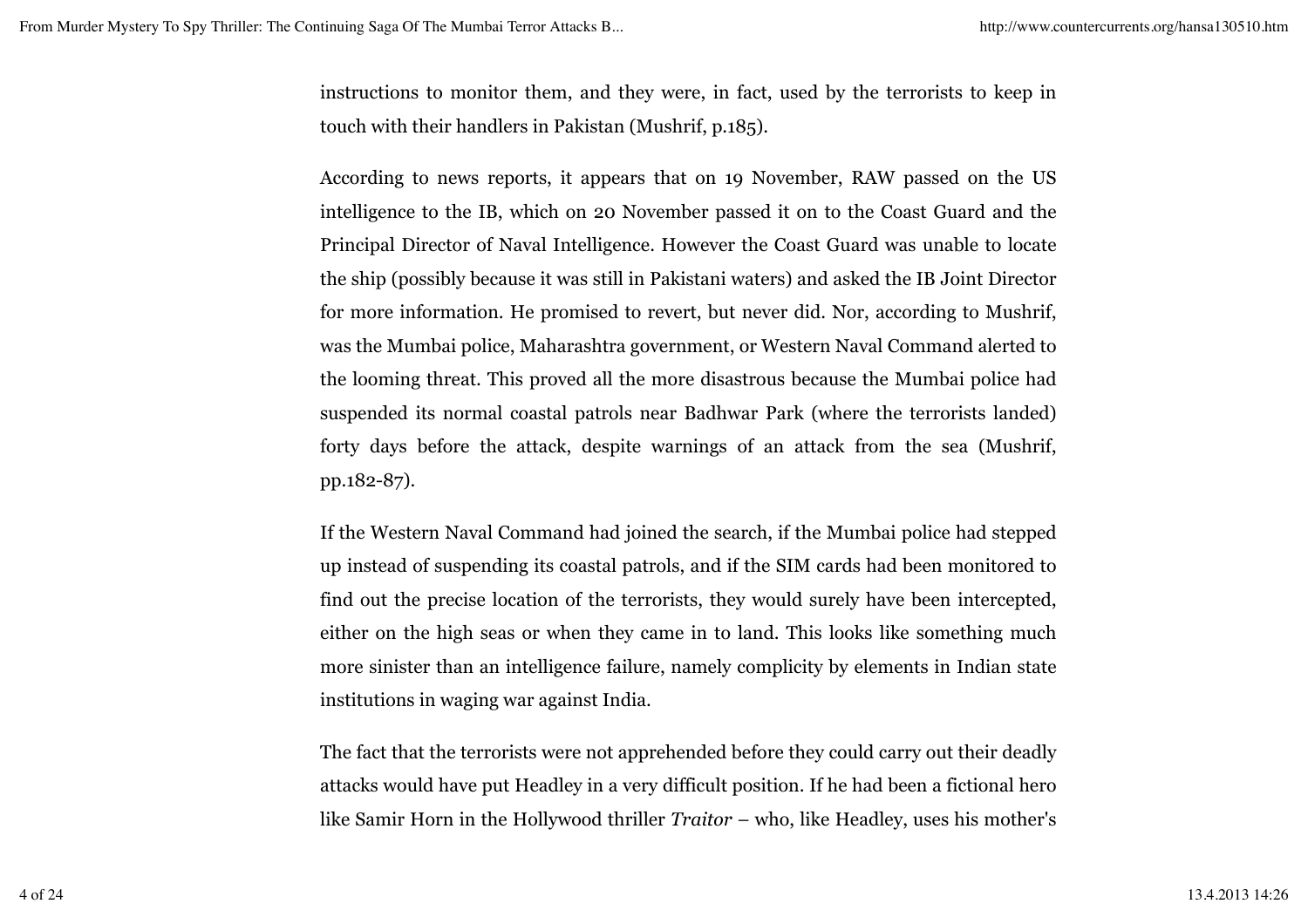instructions to monitor them, and they were, in fact, used by the terrorists to keep in touch with their handlers in Pakistan (Mushrif, p.185).

According to news reports, it appears that on 19 November, RAW passed on the US intelligence to the IB, which on 20 November passed it on to the Coast Guard and the Principal Director of Naval Intelligence. However the Coast Guard was unable to locate the ship (possibly because it was still in Pakistani waters) and asked the IB Joint Director for more information. He promised to revert, but never did. Nor, according to Mushrif, was the Mumbai police, Maharashtra government, or Western Naval Command alerted to the looming threat. This proved all the more disastrous because the Mumbai police had suspended its normal coastal patrols near Badhwar Park (where the terrorists landed) forty days before the attack, despite warnings of an attack from the sea (Mushrif, pp.182-87).

If the Western Naval Command had joined the search, if the Mumbai police had stepped up instead of suspending its coastal patrols, and if the SIM cards had been monitored to find out the precise location of the terrorists, they would surely have been intercepted, either on the high seas or when they came in to land. This looks like something much more sinister than an intelligence failure, namely complicity by elements in Indian state institutions in waging war against India.

The fact that the terrorists were not apprehended before they could carry out their deadly attacks would have put Headley in a very difficult position. If he had been a fictional hero like Samir Horn in the Hollywood thriller *Traitor* – who, like Headley, uses his mother's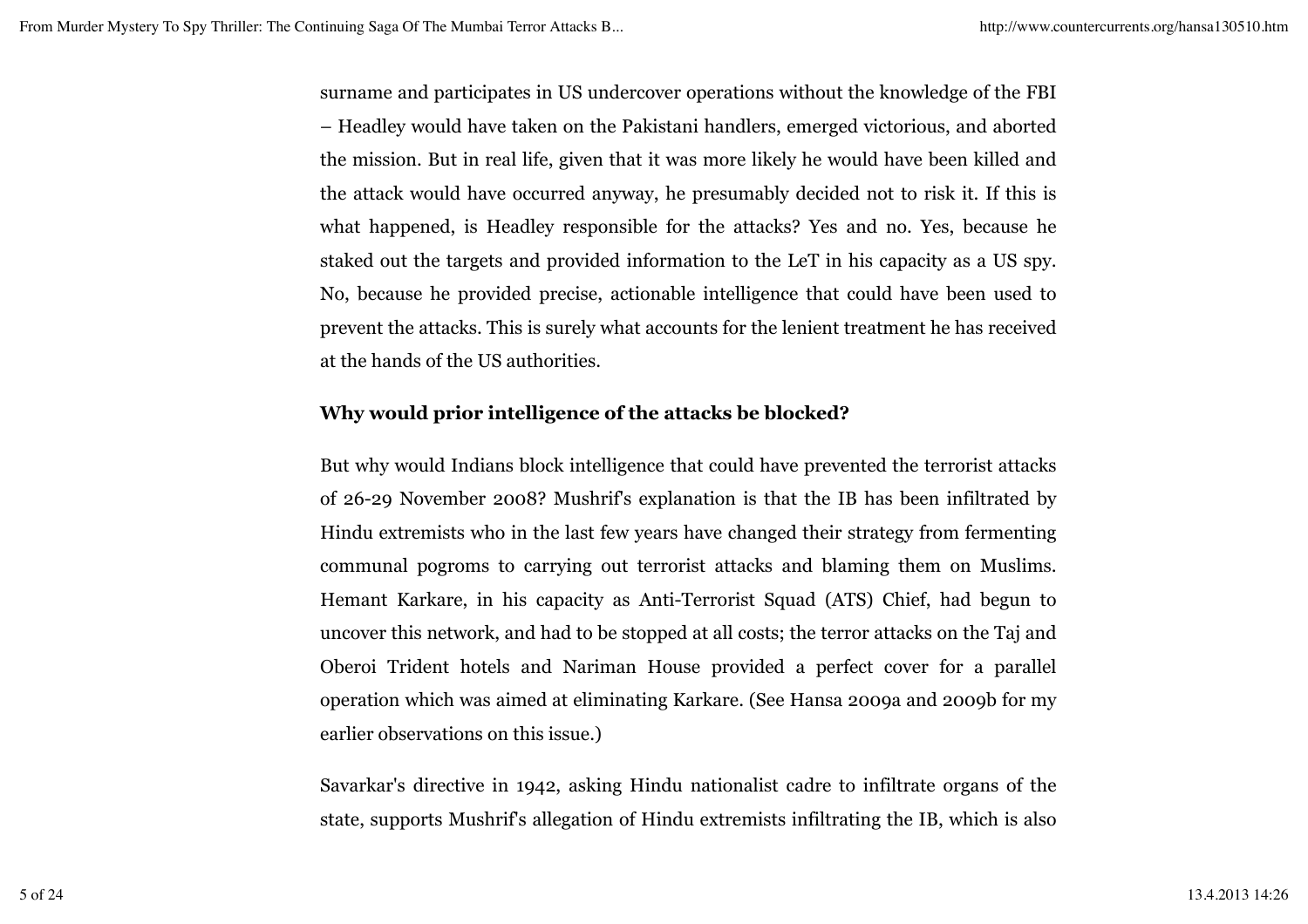surname and participates in US undercover operations without the knowledge of the FBI – Headley would have taken on the Pakistani handlers, emerged victorious, and aborted the mission. But in real life, given that it was more likely he would have been killed and the attack would have occurred anyway, he presumably decided not to risk it. If this is what happened, is Headley responsible for the attacks? Yes and no. Yes, because he staked out the targets and provided information to the LeT in his capacity as a US spy. No, because he provided precise, actionable intelligence that could have been used to prevent the attacks. This is surely what accounts for the lenient treatment he has received at the hands of the US authorities.

**Why would prior intelligence of the attacks be blocked?**

But why would Indians block intelligence that could have prevented the terrorist attacks of 26-29 November 2008? Mushrif's explanation is that the IB has been infiltrated by Hindu extremists who in the last few years have changed their strategy from fermenting communal pogroms to carrying out terrorist attacks and blaming them on Muslims. Hemant Karkare, in his capacity as Anti-Terrorist Squad (ATS) Chief, had begun to uncover this network, and had to be stopped at all costs; the terror attacks on the Taj and Oberoi Trident hotels and Nariman House provided a perfect cover for a parallel operation which was aimed at eliminating Karkare. (See Hansa 2009a and 2009b for my earlier observations on this issue.)

Savarkar's directive in 1942, asking Hindu nationalist cadre to infiltrate organs of the state, supports Mushrif's allegation of Hindu extremists infiltrating the IB, which is also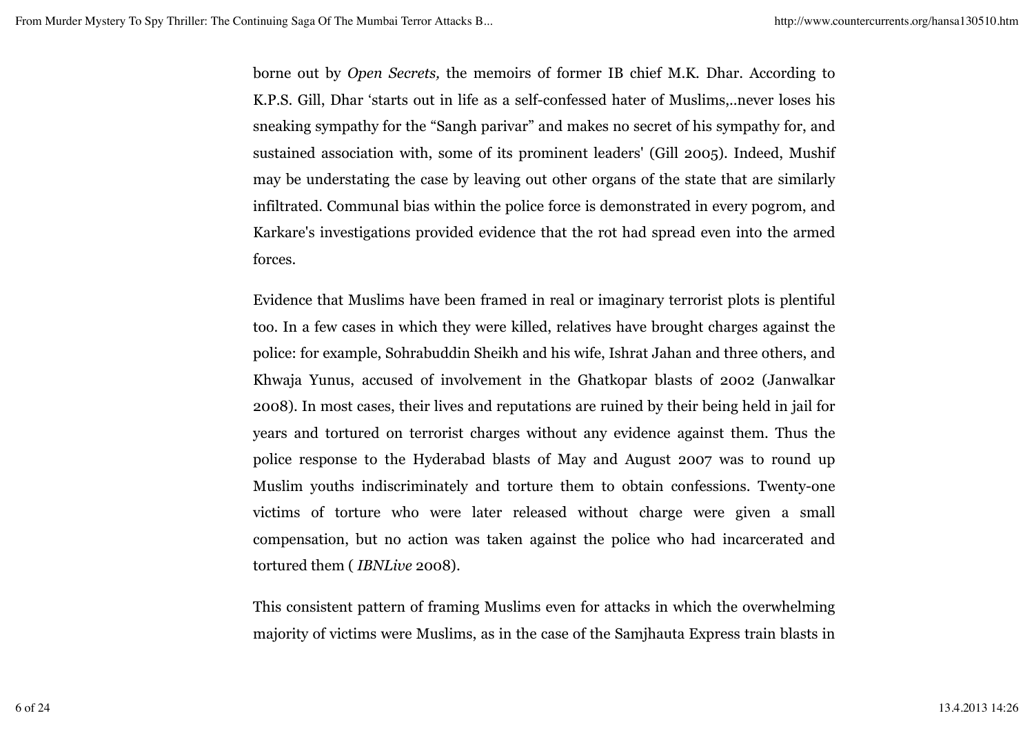borne out by *Open Secrets,* the memoirs of former IB chief M.K. Dhar. According to K.P.S. Gill, Dhar 'starts out in life as a self-confessed hater of Muslims,..never loses his sneaking sympathy for the "Sangh parivar" and makes no secret of his sympathy for, and sustained association with, some of its prominent leaders' (Gill 2005). Indeed, Mushif may be understating the case by leaving out other organs of the state that are similarly infiltrated. Communal bias within the police force is demonstrated in every pogrom, and Karkare's investigations provided evidence that the rot had spread even into the armed forces.

Evidence that Muslims have been framed in real or imaginary terrorist plots is plentiful too. In a few cases in which they were killed, relatives have brought charges against the police: for example, Sohrabuddin Sheikh and his wife, Ishrat Jahan and three others, and Khwaja Yunus, accused of involvement in the Ghatkopar blasts of 2002 (Janwalkar 2008). In most cases, their lives and reputations are ruined by their being held in jail for years and tortured on terrorist charges without any evidence against them. Thus the police response to the Hyderabad blasts of May and August 2007 was to round up Muslim youths indiscriminately and torture them to obtain confessions. Twenty-one victims of torture who were later released without charge were given a small compensation, but no action was taken against the police who had incarcerated and tortured them ( *IBNLive* 2008).

This consistent pattern of framing Muslims even for attacks in which the overwhelming majority of victims were Muslims, as in the case of the Samjhauta Express train blasts in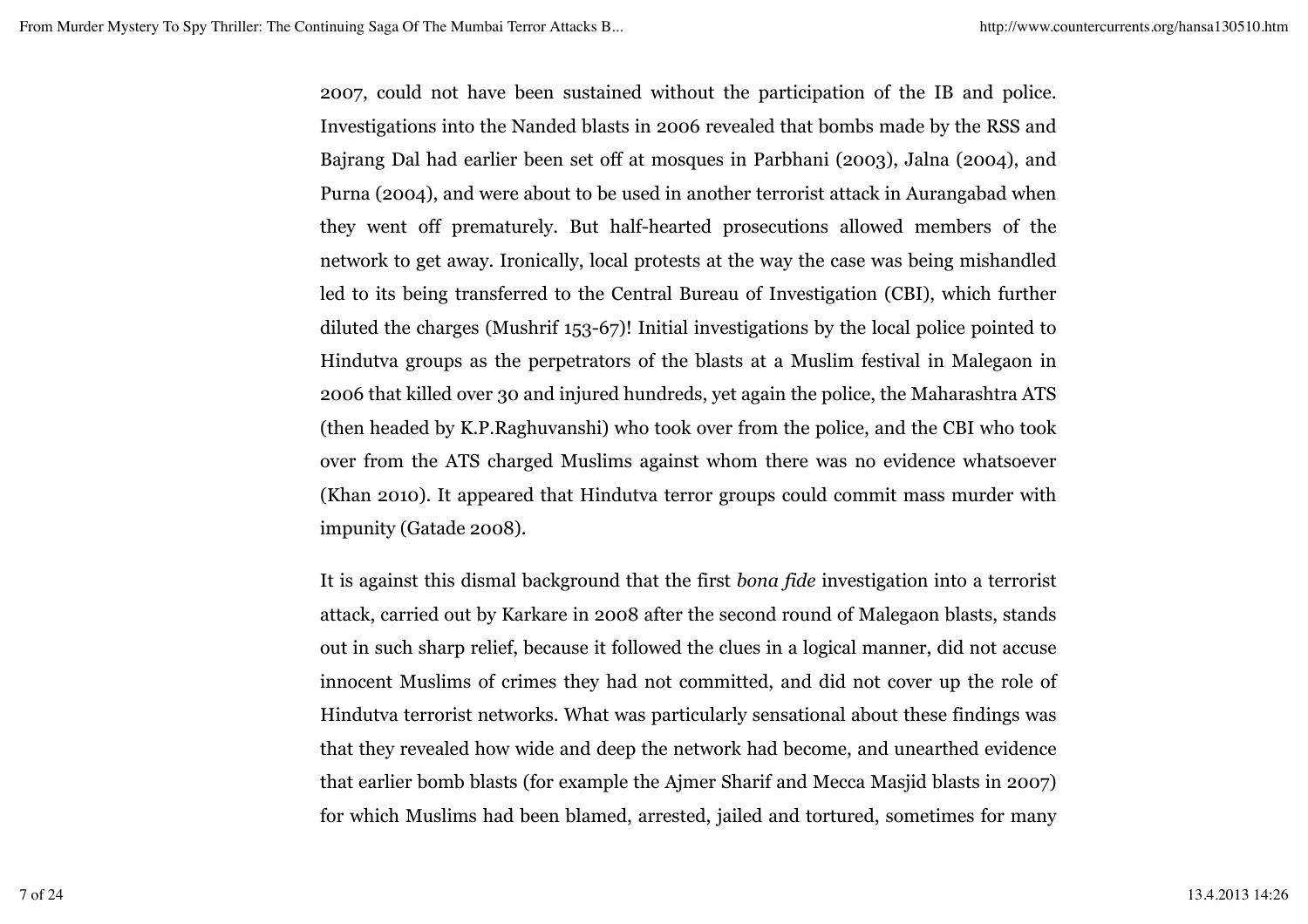2007, could not have been sustained without the participation of the IB and police. Investigations into the Nanded blasts in 2006 revealed that bombs made by the RSS and Bajrang Dal had earlier been set off at mosques in Parbhani (2003), Jalna (2004), and Purna (2004), and were about to be used in another terrorist attack in Aurangabad when they went off prematurely. But half-hearted prosecutions allowed members of the network to get away. Ironically, local protests at the way the case was being mishandled led to its being transferred to the Central Bureau of Investigation (CBI), which further diluted the charges (Mushrif 153-67)! Initial investigations by the local police pointed to Hindutva groups as the perpetrators of the blasts at a Muslim festival in Malegaon in 2006 that killed over 30 and injured hundreds, yet again the police, the Maharashtra ATS (then headed by K.P.Raghuvanshi) who took over from the police, and the CBI who took over from the ATS charged Muslims against whom there was no evidence whatsoever (Khan 2010). It appeared that Hindutva terror groups could commit mass murder with impunity (Gatade 2008).

It is against this dismal background that the first *bona fide* investigation into a terrorist attack, carried out by Karkare in 2008 after the second round of Malegaon blasts, stands out in such sharp relief, because it followed the clues in a logical manner, did not accuse innocent Muslims of crimes they had not committed, and did not cover up the role of Hindutva terrorist networks. What was particularly sensational about these findings was that they revealed how wide and deep the network had become, and unearthed evidence that earlier bomb blasts (for example the Ajmer Sharif and Mecca Masjid blasts in 2007) for which Muslims had been blamed, arrested, jailed and tortured, sometimes for many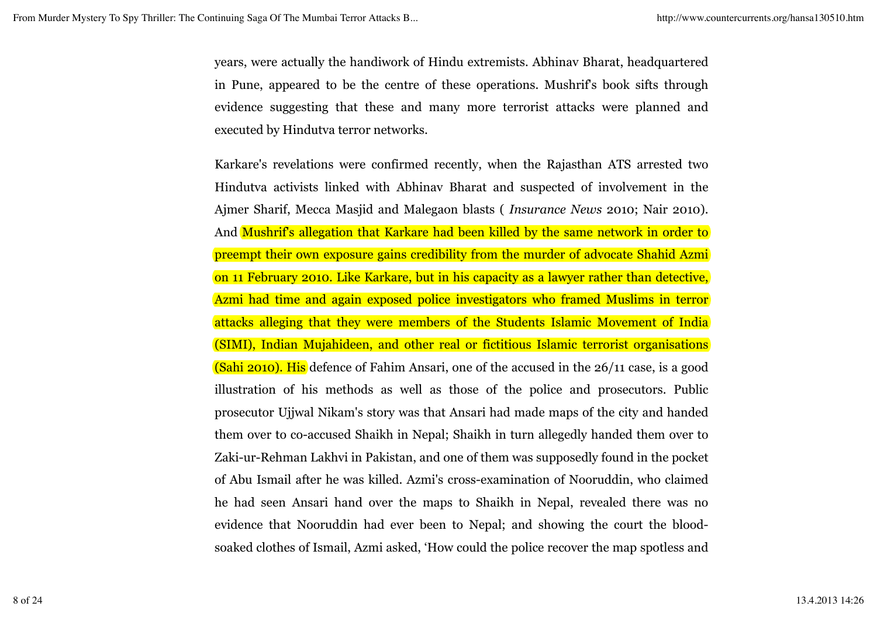years, were actually the handiwork of Hindu extremists. Abhinav Bharat, headquartered in Pune, appeared to be the centre of these operations. Mushrif's book sifts through evidence suggesting that these and many more terrorist attacks were planned and executed by Hindutva terror networks.

Karkare's revelations were confirmed recently, when the Rajasthan ATS arrested two Hindutva activists linked with Abhinav Bharat and suspected of involvement in the Ajmer Sharif, Mecca Masjid and Malegaon blasts ( *Insurance News* 2010; Nair 2010). And Mushrif's allegation that Karkare had been killed by the same network in order to preempt their own exposure gains credibility from the murder of advocate Shahid Azmi on 11 February 2010. Like Karkare, but in his capacity as a lawyer rather than detective, Azmi had time and again exposed police investigators who framed Muslims in terror attacks alleging that they were members of the Students Islamic Movement of India (SIMI), Indian Mujahideen, and other real or fictitious Islamic terrorist organisations (Sahi 2010). His defence of Fahim Ansari, one of the accused in the 26/11 case, is a good illustration of his methods as well as those of the police and prosecutors. Public prosecutor Ujjwal Nikam's story was that Ansari had made maps of the city and handed them over to co-accused Shaikh in Nepal; Shaikh in turn allegedly handed them over to Zaki-ur-Rehman Lakhvi in Pakistan, and one of them was supposedly found in the pocket of Abu Ismail after he was killed. Azmi's cross-examination of Nooruddin, who claimed he had seen Ansari hand over the maps to Shaikh in Nepal, revealed there was no evidence that Nooruddin had ever been to Nepal; and showing the court the blood-soaked clothes of Ismail, Azmi asked, 'How could the police recover the map spotless and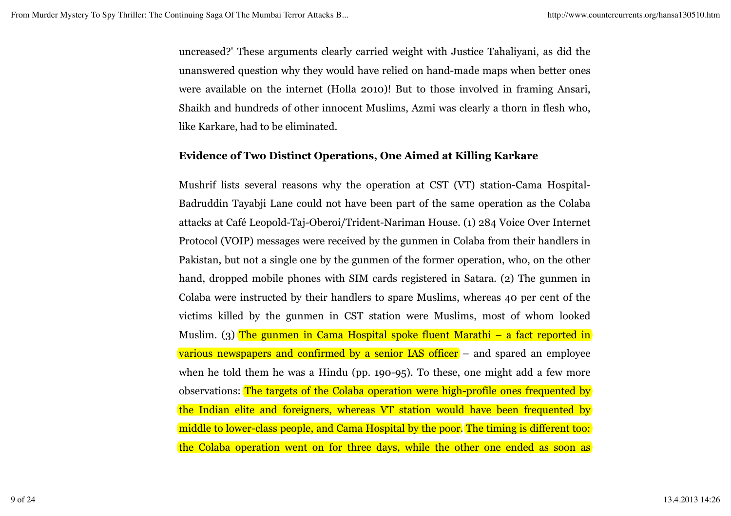uncreased?' These arguments clearly carried weight with Justice Tahaliyani, as did the unanswered question why they would have relied on hand-made maps when better ones were available on the internet (Holla 2010)! But to those involved in framing Ansari, Shaikh and hundreds of other innocent Muslims, Azmi was clearly a thorn in flesh who, like Karkare, had to be eliminated.

**Evidence of Two Distinct Operations, One Aimed at Killing Karkare**

Mushrif lists several reasons why the operation at CST (VT) station-Cama Hospital-Badruddin Tayabji Lane could not have been part of the same operation as the Colaba attacks at Café Leopold-Taj-Oberoi/Trident-Nariman House. (1) 284 Voice Over Internet Protocol (VOIP) messages were received by the gunmen in Colaba from their handlers in Pakistan, but not a single one by the gunmen of the former operation, who, on the other hand, dropped mobile phones with SIM cards registered in Satara. (2) The gunmen in Colaba were instructed by their handlers to spare Muslims, whereas 40 per cent of the victims killed by the gunmen in CST station were Muslims, most of whom looked Muslim. (3) The gunmen in Cama Hospital spoke fluent Marathi – a fact reported in various newspapers and confirmed by a senior IAS officer – and spared an employee when he told them he was a Hindu (pp. 190-95). To these, one might add a few more observations: The targets of the Colaba operation were high-profile ones frequented by the Indian elite and foreigners, whereas VT station would have been frequented by middle to lower-class people, and Cama Hospital by the poor. The timing is different too: the Colaba operation went on for three days, while the other one ended as soon as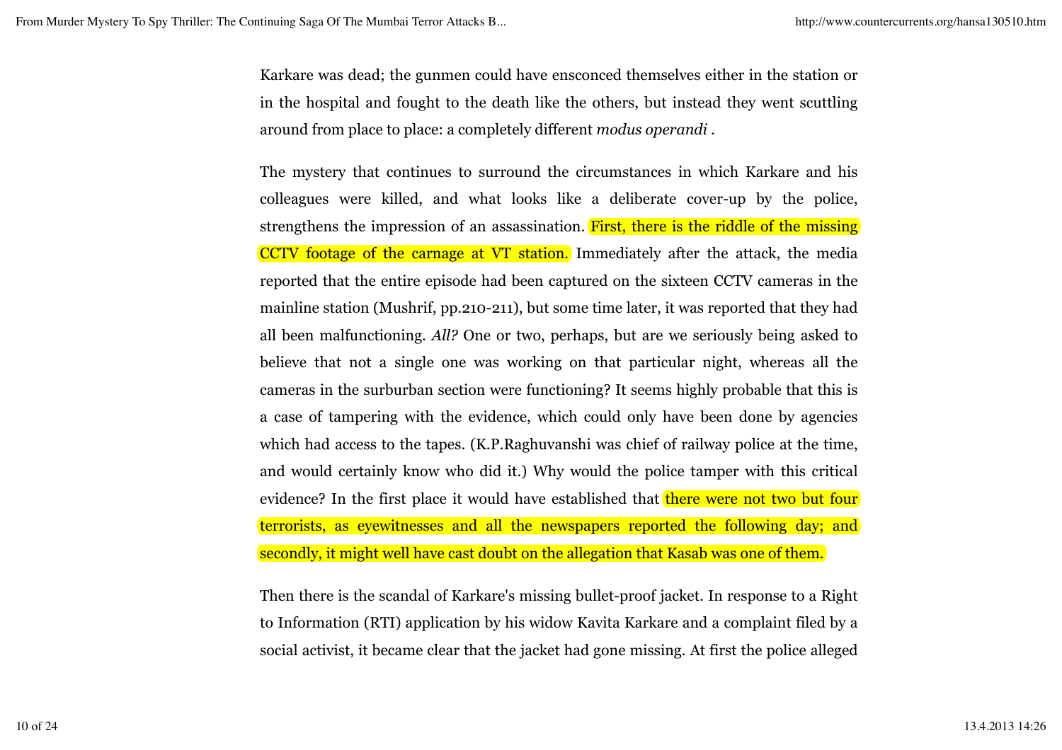Karkare was dead; the gunmen could have ensconced themselves either in the station or in the hospital and fought to the death like the others, but instead they went scuttling around from place to place: a completely different *modus operandi* .

The mystery that continues to surround the circumstances in which Karkare and his colleagues were killed, and what looks like a deliberate cover-up by the police, strengthens the impression of an assassination. First, there is the riddle of the missing CCTV footage of the carnage at VT station. Immediately after the attack, the media reported that the entire episode had been captured on the sixteen CCTV cameras in the mainline station (Mushrif, pp.210-211), but some time later, it was reported that they had all been malfunctioning. *All?* One or two, perhaps, but are we seriously being asked to believe that not a single one was working on that particular night, whereas all the cameras in the surburban section were functioning? It seems highly probable that this is a case of tampering with the evidence, which could only have been done by agencies which had access to the tapes. (K.P.Raghuvanshi was chief of railway police at the time, and would certainly know who did it.) Why would the police tamper with this critical evidence? In the first place it would have established that there were not two but four terrorists, as eyewitnesses and all the newspapers reported the following day; and secondly, it might well have cast doubt on the allegation that Kasab was one of them.

Then there is the scandal of Karkare's missing bullet-proof jacket. In response to a Right to Information (RTI) application by his widow Kavita Karkare and a complaint filed by a social activist, it became clear that the jacket had gone missing. At first the police alleged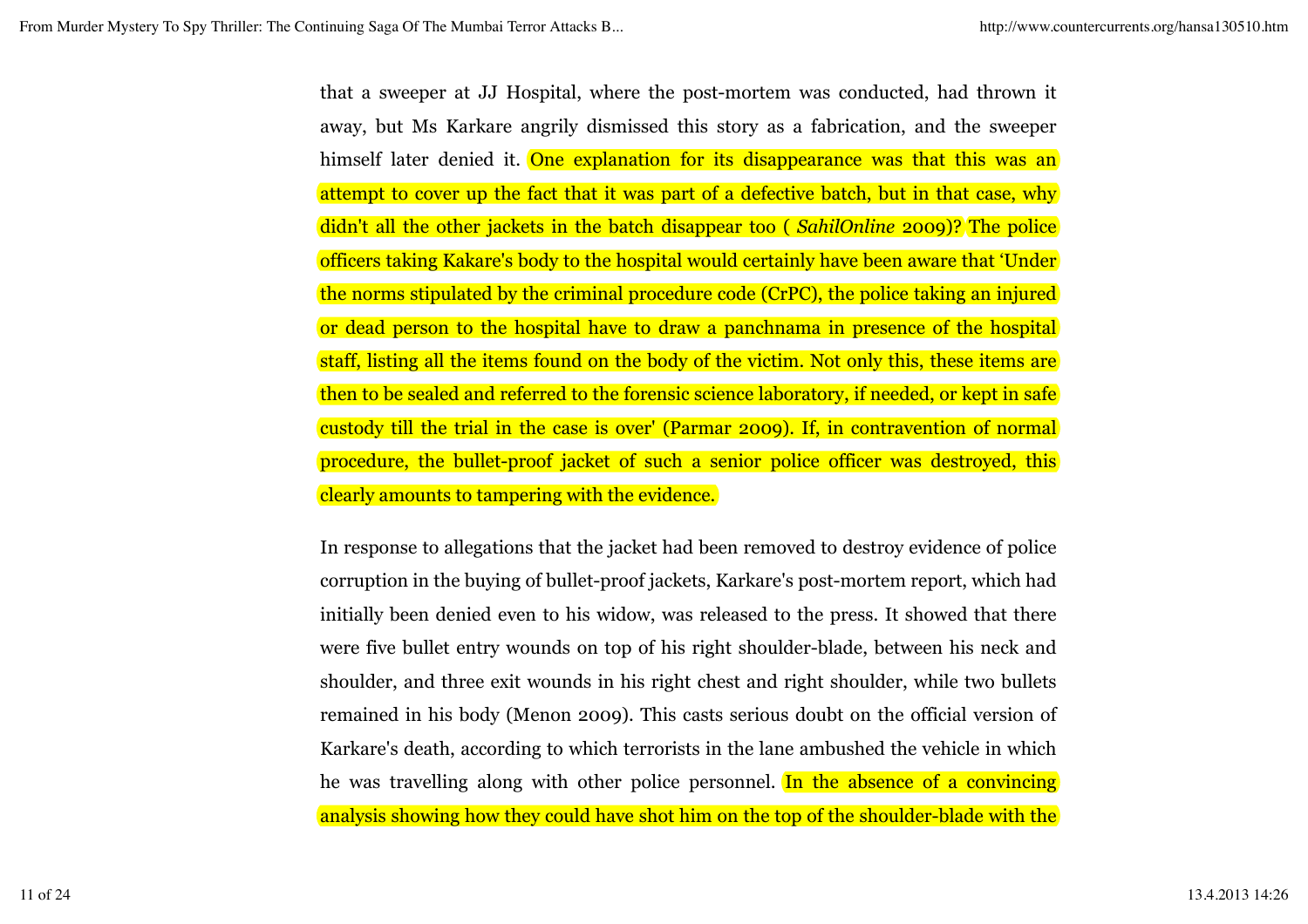that a sweeper at JJ Hospital, where the post-mortem was conducted, had thrown it away, but Ms Karkare angrily dismissed this story as a fabrication, and the sweeper himself later denied it. One explanation for its disappearance was that this was an attempt to cover up the fact that it was part of a defective batch, but in that case, why didn't all the other jackets in the batch disappear too ( *SahilOnline* 2009)? The police officers taking Kakare's body to the hospital would certainly have been aware that 'Under the norms stipulated by the criminal procedure code (CrPC), the police taking an injured or dead person to the hospital have to draw a panchnama in presence of the hospital staff, listing all the items found on the body of the victim. Not only this, these items are then to be sealed and referred to the forensic science laboratory, if needed, or kept in safe custody till the trial in the case is over' (Parmar 2009). If, in contravention of normal procedure, the bullet-proof jacket of such a senior police officer was destroyed, this clearly amounts to tampering with the evidence.

In response to allegations that the jacket had been removed to destroy evidence of police corruption in the buying of bullet-proof jackets, Karkare's post-mortem report, which had initially been denied even to his widow, was released to the press. It showed that there were five bullet entry wounds on top of his right shoulder-blade, between his neck and shoulder, and three exit wounds in his right chest and right shoulder, while two bullets remained in his body (Menon 2009). This casts serious doubt on the official version of Karkare's death, according to which terrorists in the lane ambushed the vehicle in which he was travelling along with other police personnel. In the absence of a convincing analysis showing how they could have shot him on the top of the shoulder-blade with the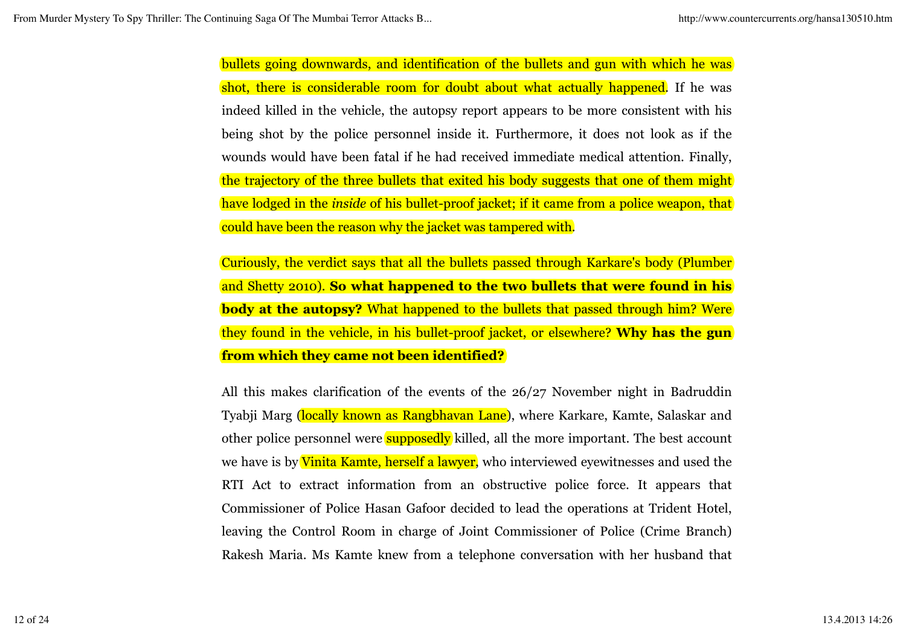bullets going downwards, and identification of the bullets and gun with which he was shot, there is considerable room for doubt about what actually happened. If he was indeed killed in the vehicle, the autopsy report appears to be more consistent with his being shot by the police personnel inside it. Furthermore, it does not look as if the wounds would have been fatal if he had received immediate medical attention. Finally, the trajectory of the three bullets that exited his body suggests that one of them might have lodged in the *inside* of his bullet-proof jacket; if it came from a police weapon, that could have been the reason why the jacket was tampered with.

Curiously, the verdict says that all the bullets passed through Karkare's body (Plumber and Shetty 2010). **So what happened to the two bullets that were found in his body at the autopsy?** What happened to the bullets that passed through him? Were they found in the vehicle, in his bullet-proof jacket, or elsewhere? **Why has the gun from which they came not been identified?**

All this makes clarification of the events of the 26/27 November night in Badruddin Tyabji Marg (locally known as Rangbhavan Lane), where Karkare, Kamte, Salaskar and other police personnel were supposedly killed, all the more important. The best account we have is by Vinita Kamte, herself a lawyer, who interviewed eyewitnesses and used the RTI Act to extract information from an obstructive police force. It appears that Commissioner of Police Hasan Gafoor decided to lead the operations at Trident Hotel, leaving the Control Room in charge of Joint Commissioner of Police (Crime Branch) Rakesh Maria. Ms Kamte knew from a telephone conversation with her husband that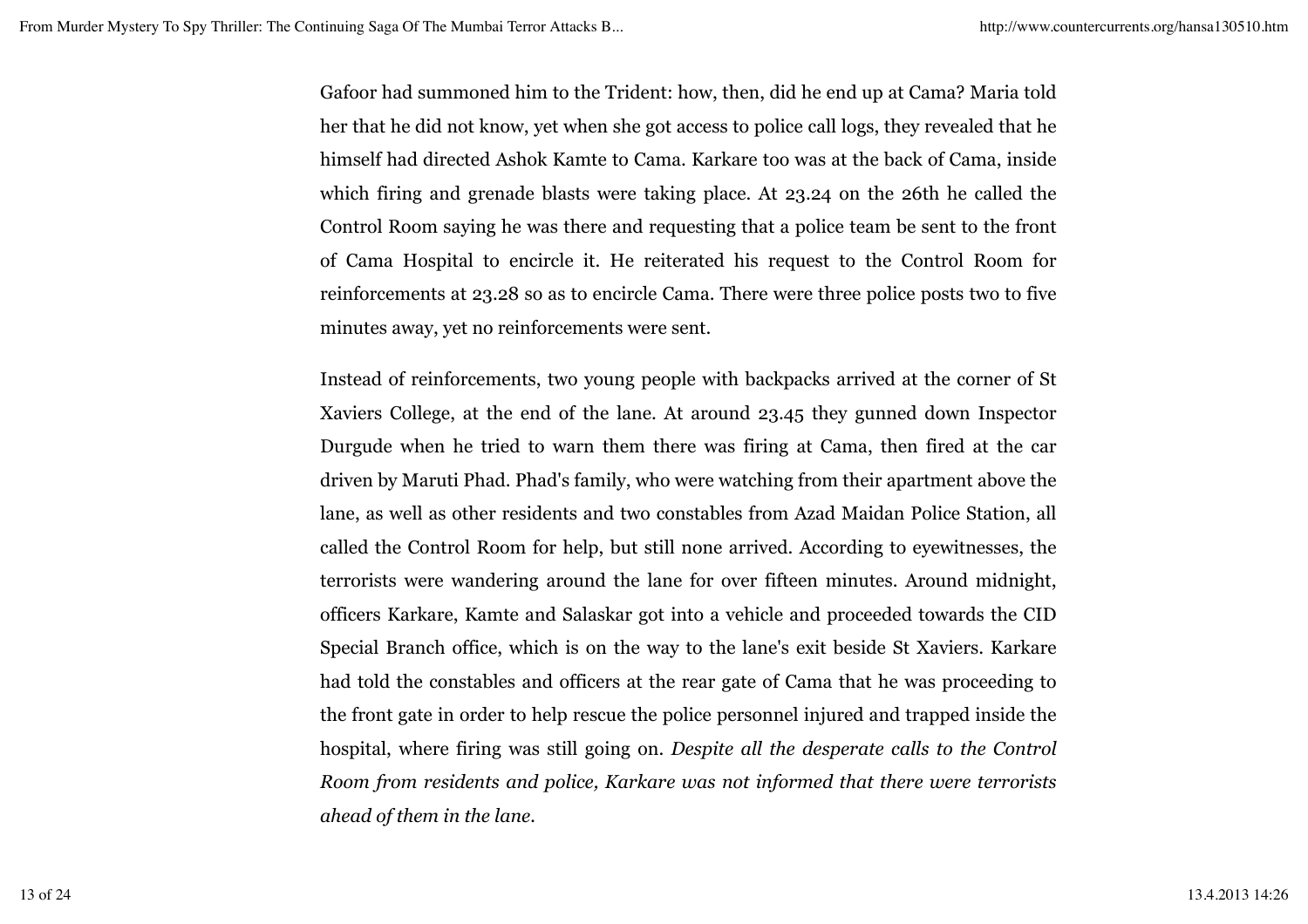Gafoor had summoned him to the Trident: how, then, did he end up at Cama? Maria told her that he did not know, yet when she got access to police call logs, they revealed that he himself had directed Ashok Kamte to Cama. Karkare too was at the back of Cama, inside which firing and grenade blasts were taking place. At 23.24 on the 26th he called the Control Room saying he was there and requesting that a police team be sent to the front of Cama Hospital to encircle it. He reiterated his request to the Control Room for reinforcements at 23.28 so as to encircle Cama. There were three police posts two to five minutes away, yet no reinforcements were sent.

Instead of reinforcements, two young people with backpacks arrived at the corner of St Xaviers College, at the end of the lane. At around 23.45 they gunned down Inspector Durgude when he tried to warn them there was firing at Cama, then fired at the car driven by Maruti Phad. Phad's family, who were watching from their apartment above the lane, as well as other residents and two constables from Azad Maidan Police Station, all called the Control Room for help, but still none arrived. According to eyewitnesses, the terrorists were wandering around the lane for over fifteen minutes. Around midnight, officers Karkare, Kamte and Salaskar got into a vehicle and proceeded towards the CID Special Branch office, which is on the way to the lane's exit beside St Xaviers. Karkare had told the constables and officers at the rear gate of Cama that he was proceeding to the front gate in order to help rescue the police personnel injured and trapped inside the hospital, where firing was still going on. *Despite all the desperate calls to the Control Room from residents and police, Karkare was not informed that there were terrorists ahead of them in the lane.*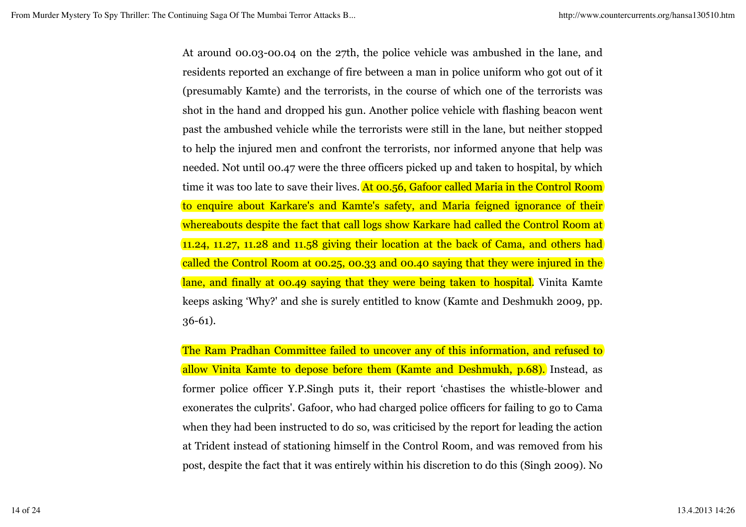At around 00.03-00.04 on the 27th, the police vehicle was ambushed in the lane, and residents reported an exchange of fire between a man in police uniform who got out of it (presumably Kamte) and the terrorists, in the course of which one of the terrorists was shot in the hand and dropped his gun. Another police vehicle with flashing beacon went past the ambushed vehicle while the terrorists were still in the lane, but neither stopped to help the injured men and confront the terrorists, nor informed anyone that help was needed. Not until 00.47 were the three officers picked up and taken to hospital, by which time it was too late to save their lives. At 00.56, Gafoor called Maria in the Control Room to enquire about Karkare's and Kamte's safety, and Maria feigned ignorance of their whereabouts despite the fact that call logs show Karkare had called the Control Room at 11.24, 11.27, 11.28 and 11.58 giving their location at the back of Cama, and others had called the Control Room at 00.25, 00.33 and 00.40 saying that they were injured in the lane, and finally at 00.49 saying that they were being taken to hospital. Vinita Kamte keeps asking 'Why?' and she is surely entitled to know (Kamte and Deshmukh 2009, pp. 36-61).

The Ram Pradhan Committee failed to uncover any of this information, and refused to allow Vinita Kamte to depose before them (Kamte and Deshmukh, p.68). Instead, as former police officer Y.P.Singh puts it, their report 'chastises the whistle-blower and exonerates the culprits'. Gafoor, who had charged police officers for failing to go to Cama when they had been instructed to do so, was criticised by the report for leading the action at Trident instead of stationing himself in the Control Room, and was removed from his post, despite the fact that it was entirely within his discretion to do this (Singh 2009). No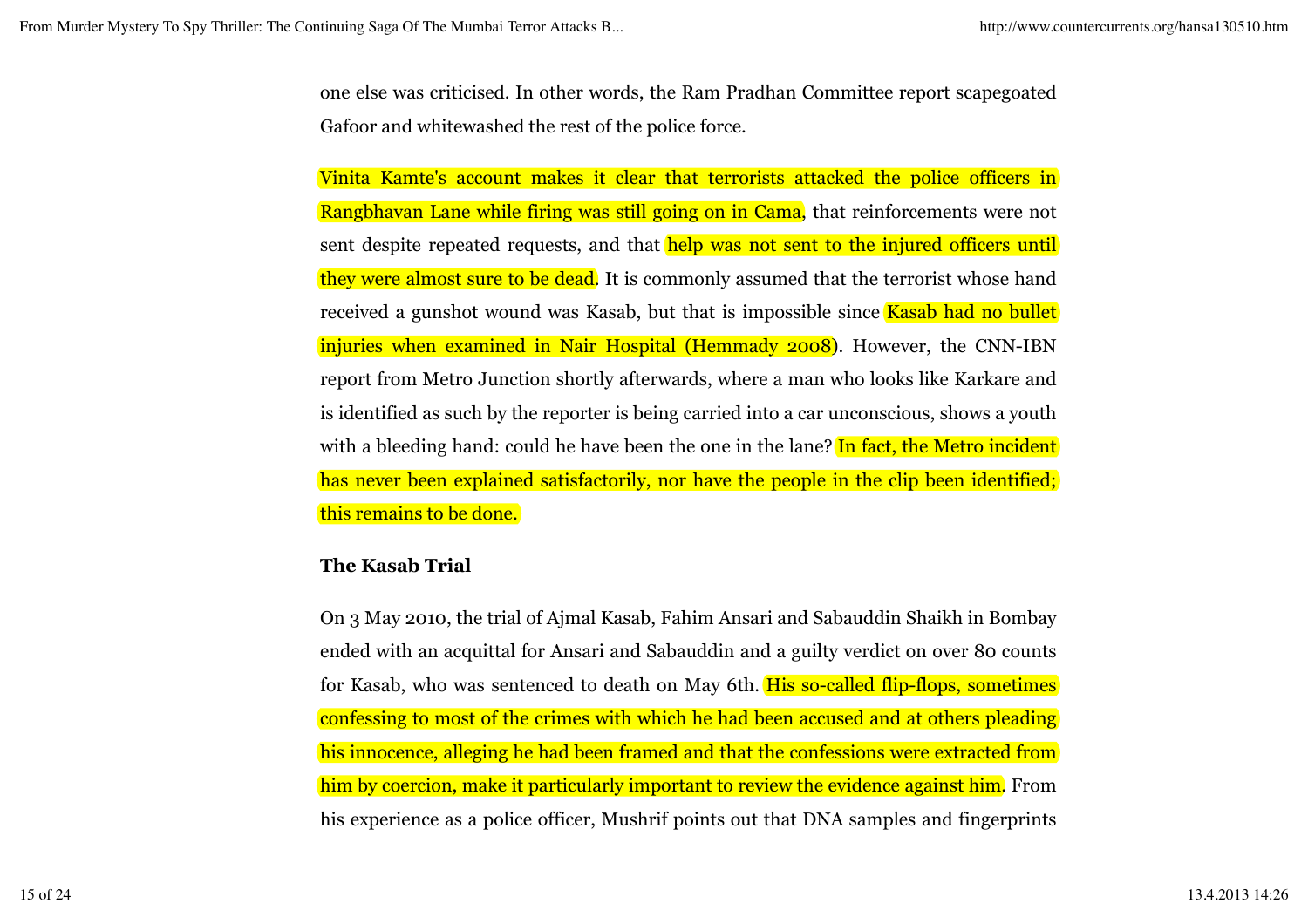one else was criticised. In other words, the Ram Pradhan Committee report scapegoated Gafoor and whitewashed the rest of the police force.

Vinita Kamte's account makes it clear that terrorists attacked the police officers in Rangbhavan Lane while firing was still going on in Cama, that reinforcements were not sent despite repeated requests, and that help was not sent to the injured officers until they were almost sure to be dead. It is commonly assumed that the terrorist whose hand received a gunshot wound was Kasab, but that is impossible since Kasab had no bullet injuries when examined in Nair Hospital (Hemmady 2008). However, the CNN-IBN report from Metro Junction shortly afterwards, where a man who looks like Karkare and is identified as such by the reporter is being carried into a car unconscious, shows a youth with a bleeding hand: could he have been the one in the lane? In fact, the Metro incident has never been explained satisfactorily, nor have the people in the clip been identified; this remains to be done.

**The Kasab Trial**

On 3 May 2010, the trial of Ajmal Kasab, Fahim Ansari and Sabauddin Shaikh in Bombay ended with an acquittal for Ansari and Sabauddin and a guilty verdict on over 80 counts for Kasab, who was sentenced to death on May 6th. His so-called flip-flops, sometimes confessing to most of the crimes with which he had been accused and at others pleading his innocence, alleging he had been framed and that the confessions were extracted from him by coercion, make it particularly important to review the evidence against him. From his experience as a police officer, Mushrif points out that DNA samples and fingerprints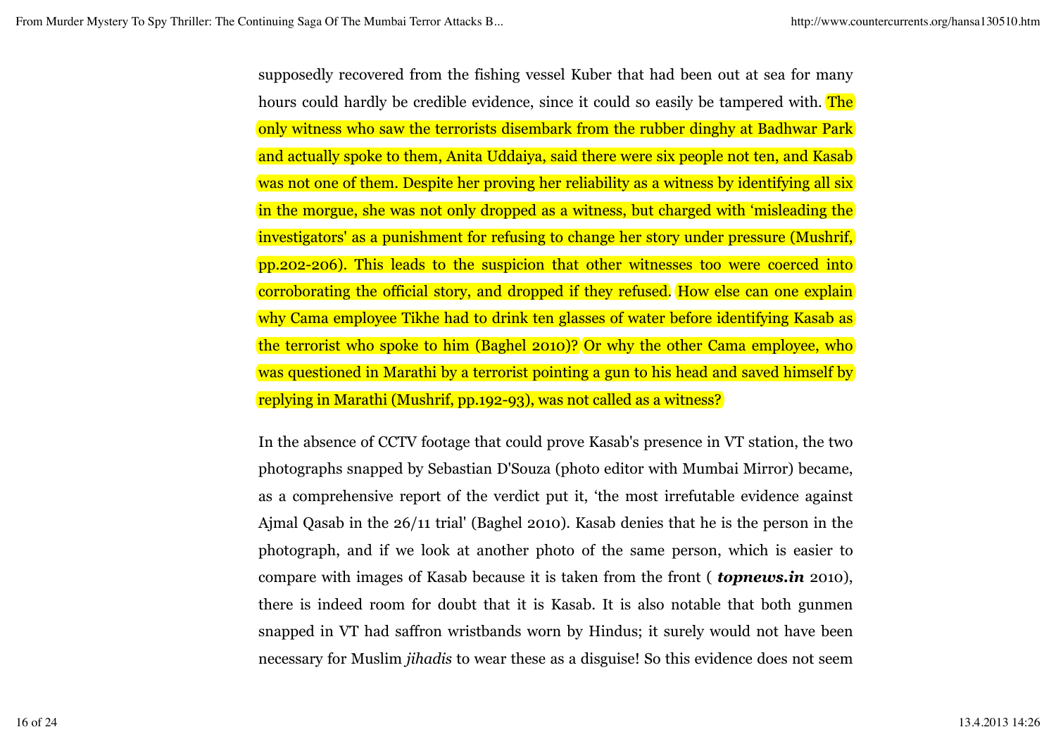supposedly recovered from the fishing vessel Kuber that had been out at sea for many hours could hardly be credible evidence, since it could so easily be tampered with. The only witness who saw the terrorists disembark from the rubber dinghy at Badhwar Park and actually spoke to them, Anita Uddaiya, said there were six people not ten, and Kasab was not one of them. Despite her proving her reliability as a witness by identifying all six in the morgue, she was not only dropped as a witness, but charged with 'misleading the investigators' as a punishment for refusing to change her story under pressure (Mushrif, pp.202-206). This leads to the suspicion that other witnesses too were coerced into corroborating the official story, and dropped if they refused. How else can one explain why Cama employee Tikhe had to drink ten glasses of water before identifying Kasab as the terrorist who spoke to him (Baghel 2010)? Or why the other Cama employee, who was questioned in Marathi by a terrorist pointing a gun to his head and saved himself by replying in Marathi (Mushrif, pp.192-93), was not called as a witness?

In the absence of CCTV footage that could prove Kasab's presence in VT station, the two photographs snapped by Sebastian D'Souza (photo editor with Mumbai Mirror) became, as a comprehensive report of the verdict put it, 'the most irrefutable evidence against Ajmal Qasab in the 26/11 trial' (Baghel 2010). Kasab denies that he is the person in the photograph, and if we look at another photo of the same person, which is easier to compare with images of Kasab because it is taken from the front ( ***topnews.in*** 2010), there is indeed room for doubt that it is Kasab. It is also notable that both gunmen snapped in VT had saffron wristbands worn by Hindus; it surely would not have been necessary for Muslim *jihadis* to wear these as a disguise! So this evidence does not seem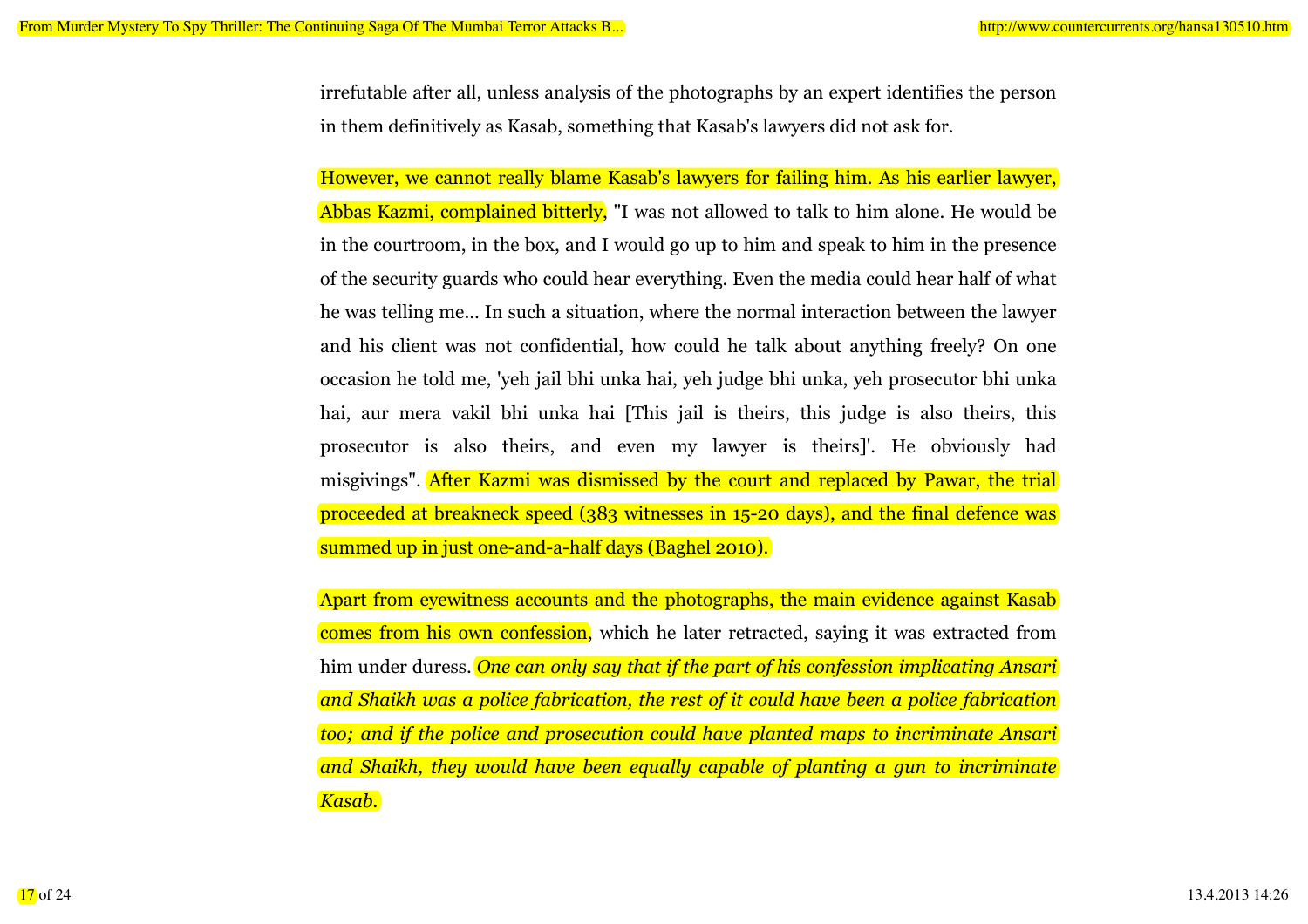irrefutable after all, unless analysis of the photographs by an expert identifies the person in them definitively as Kasab, something that Kasab's lawyers did not ask for.

However, we cannot really blame Kasab's lawyers for failing him. As his earlier lawyer, Abbas Kazmi, complained bitterly, "I was not allowed to talk to him alone. He would be in the courtroom, in the box, and I would go up to him and speak to him in the presence of the security guards who could hear everything. Even the media could hear half of what he was telling me... In such a situation, where the normal interaction between the lawyer and his client was not confidential, how could he talk about anything freely? On one occasion he told me, 'yeh jail bhi unka hai, yeh judge bhi unka, yeh prosecutor bhi unka hai, aur mera vakil bhi unka hai [This jail is theirs, this judge is also theirs, this prosecutor is also theirs, and even my lawyer is theirs]'. He obviously had misgivings". After Kazmi was dismissed by the court and replaced by Pawar, the trial proceeded at breakneck speed (383 witnesses in 15-20 days), and the final defence was summed up in just one-and-a-half days (Baghel 2010).

Apart from eyewitness accounts and the photographs, the main evidence against Kasab comes from his own confession, which he later retracted, saying it was extracted from him under duress. *One can only say that if the part of his confession implicating Ansari and Shaikh was a police fabrication, the rest of it could have been a police fabrication too; and if the police and prosecution could have planted maps to incriminate Ansari and Shaikh, they would have been equally capable of planting a gun to incriminate Kasab.*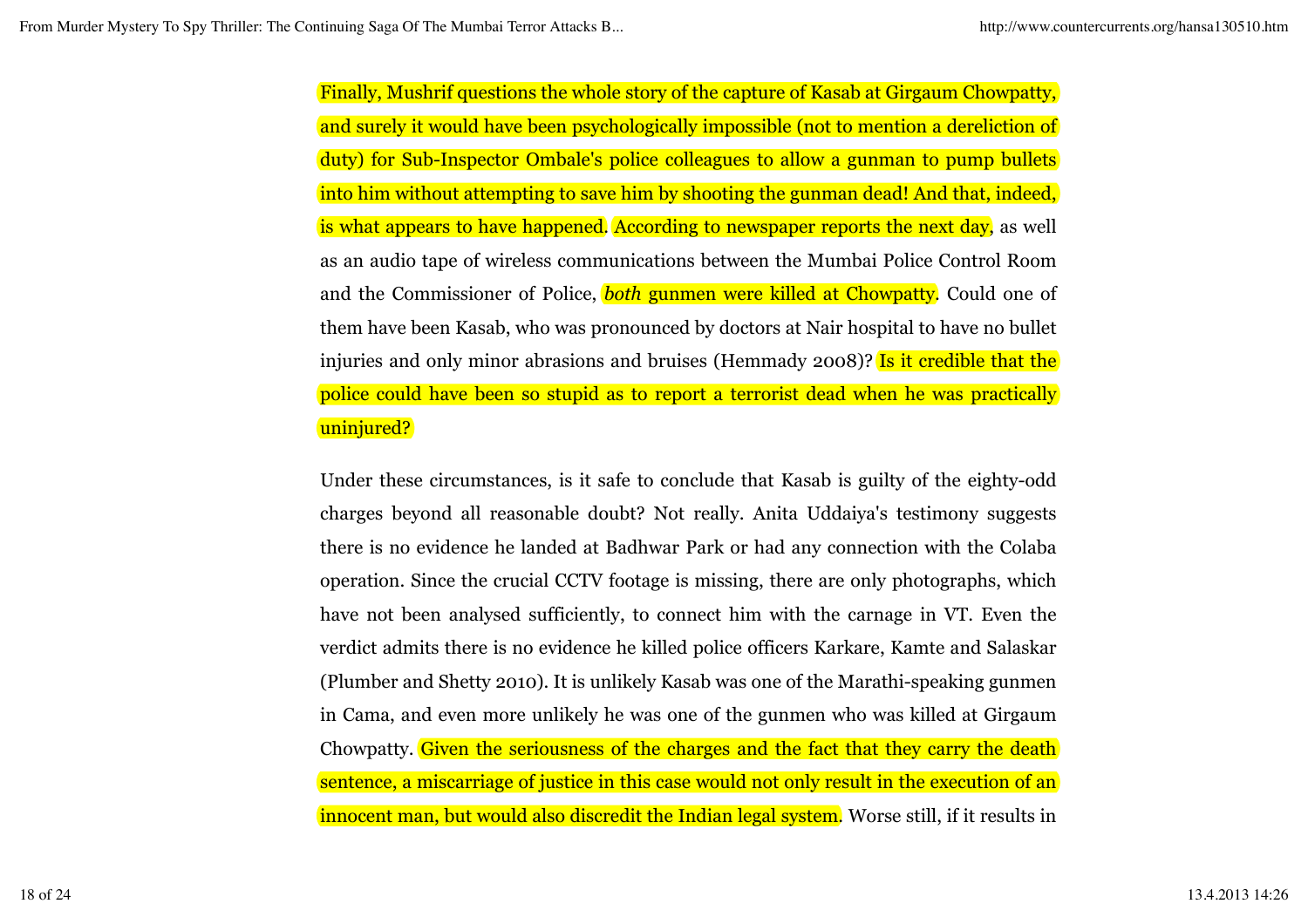Finally, Mushrif questions the whole story of the capture of Kasab at Girgaum Chowpatty, and surely it would have been psychologically impossible (not to mention a dereliction of duty) for Sub-Inspector Ombale's police colleagues to allow a gunman to pump bullets into him without attempting to save him by shooting the gunman dead! And that, indeed, is what appears to have happened. According to newspaper reports the next day, as well as an audio tape of wireless communications between the Mumbai Police Control Room and the Commissioner of Police, *both* gunmen were killed at Chowpatty. Could one of them have been Kasab, who was pronounced by doctors at Nair hospital to have no bullet injuries and only minor abrasions and bruises (Hemmady 2008)? Is it credible that the police could have been so stupid as to report a terrorist dead when he was practically uninjured?

Under these circumstances, is it safe to conclude that Kasab is guilty of the eighty-odd charges beyond all reasonable doubt? Not really. Anita Uddaiya's testimony suggests there is no evidence he landed at Badhwar Park or had any connection with the Colaba operation. Since the crucial CCTV footage is missing, there are only photographs, which have not been analysed sufficiently, to connect him with the carnage in VT. Even the verdict admits there is no evidence he killed police officers Karkare, Kamte and Salaskar (Plumber and Shetty 2010). It is unlikely Kasab was one of the Marathi-speaking gunmen in Cama, and even more unlikely he was one of the gunmen who was killed at Girgaum Chowpatty. Given the seriousness of the charges and the fact that they carry the death sentence, a miscarriage of justice in this case would not only result in the execution of an innocent man, but would also discredit the Indian legal system. Worse still, if it results in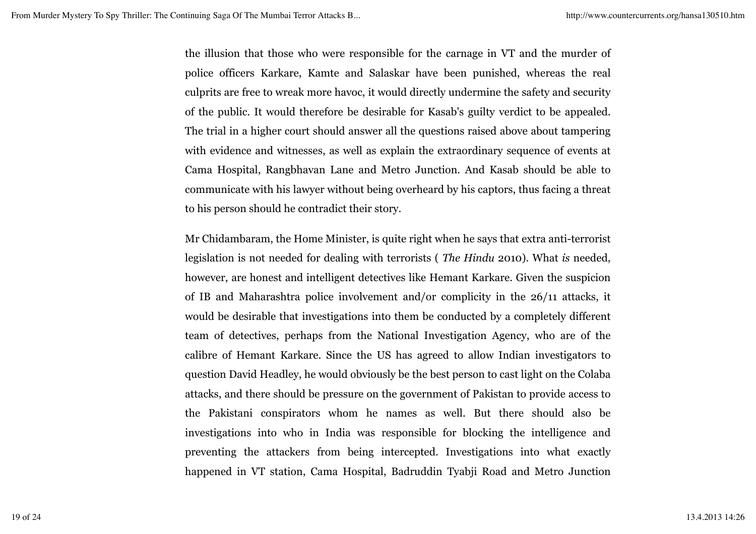the illusion that those who were responsible for the carnage in VT and the murder of police officers Karkare, Kamte and Salaskar have been punished, whereas the real culprits are free to wreak more havoc, it would directly undermine the safety and security of the public. It would therefore be desirable for Kasab's guilty verdict to be appealed. The trial in a higher court should answer all the questions raised above about tampering with evidence and witnesses, as well as explain the extraordinary sequence of events at Cama Hospital, Rangbhavan Lane and Metro Junction. And Kasab should be able to communicate with his lawyer without being overheard by his captors, thus facing a threat to his person should he contradict their story.

Mr Chidambaram, the Home Minister, is quite right when he says that extra anti-terrorist legislation is not needed for dealing with terrorists ( *The Hindu* 2010). What *is* needed, however, are honest and intelligent detectives like Hemant Karkare. Given the suspicion of IB and Maharashtra police involvement and/or complicity in the 26/11 attacks, it would be desirable that investigations into them be conducted by a completely different team of detectives, perhaps from the National Investigation Agency, who are of the calibre of Hemant Karkare. Since the US has agreed to allow Indian investigators to question David Headley, he would obviously be the best person to cast light on the Colaba attacks, and there should be pressure on the government of Pakistan to provide access to the Pakistani conspirators whom he names as well. But there should also be investigations into who in India was responsible for blocking the intelligence and preventing the attackers from being intercepted. Investigations into what exactly happened in VT station, Cama Hospital, Badruddin Tyabji Road and Metro Junction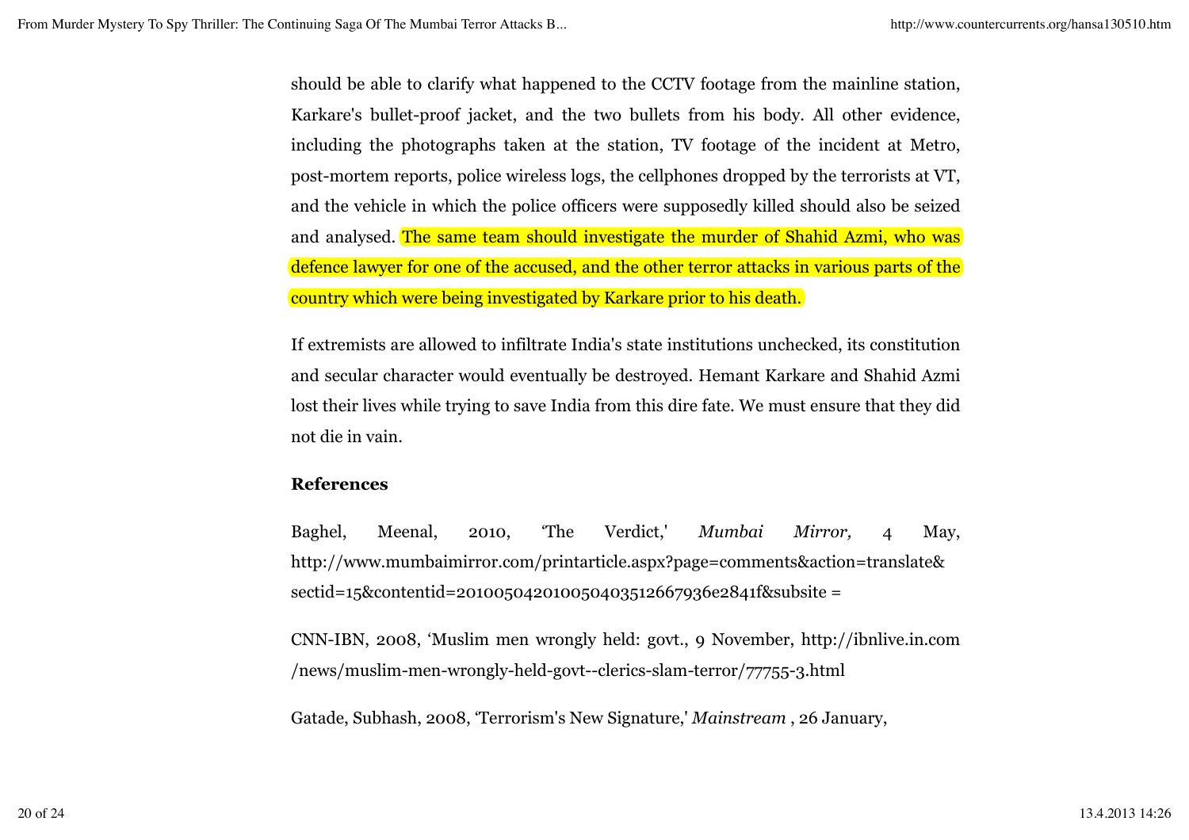should be able to clarify what happened to the CCTV footage from the mainline station, Karkare's bullet-proof jacket, and the two bullets from his body. All other evidence, including the photographs taken at the station, TV footage of the incident at Metro, post-mortem reports, police wireless logs, the cellphones dropped by the terrorists at VT, and the vehicle in which the police officers were supposedly killed should also be seized and analysed. The same team should investigate the murder of Shahid Azmi, who was defence lawyer for one of the accused, and the other terror attacks in various parts of the country which were being investigated by Karkare prior to his death.

If extremists are allowed to infiltrate India's state institutions unchecked, its constitution and secular character would eventually be destroyed. Hemant Karkare and Shahid Azmi lost their lives while trying to save India from this dire fate. We must ensure that they did not die in vain.

**References**

Baghel, Meenal, 2010, 'The Verdict,' *Mumbai Mirror,* 4 May, http://www.mumbaimirror.com/printarticle.aspx?page=comments&action=translate&sectid=15&contentid=20100504201005040351266793​6e2841f&subsite =

CNN-IBN, 2008, 'Muslim men wrongly held: govt., 9 November, http://ibnlive.in.com/news/muslim-men-wrongly-held-govt--clerics-slam-terror/77755-3.html

Gatade, Subhash, 2008, 'Terrorism's New Signature,' *Mainstream* , 26 January,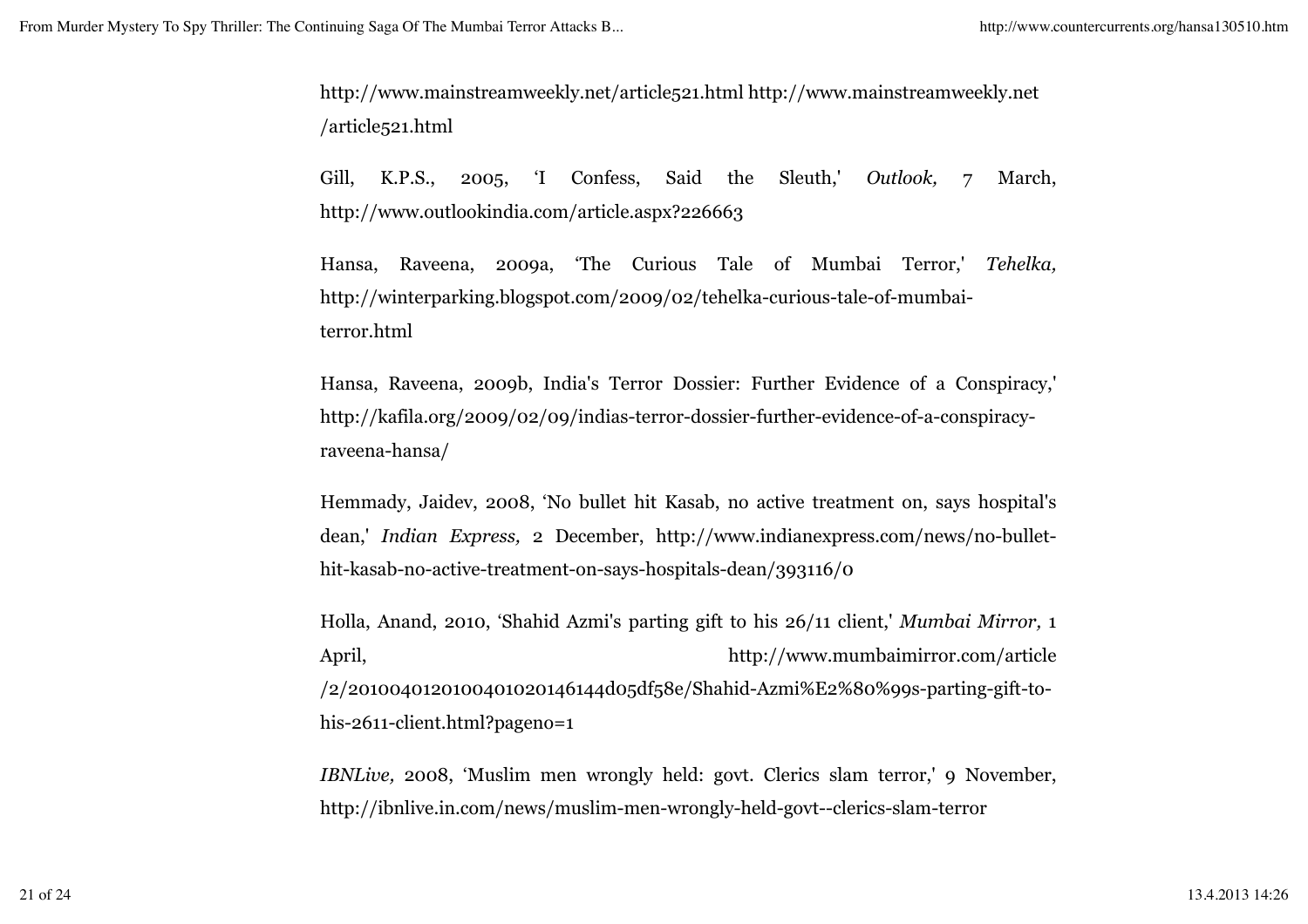http://www.mainstreamweekly.net/article521.html http://www.mainstreamweekly.net/article521.html

Gill, K.P.S., 2005, 'I Confess, Said the Sleuth,' *Outlook,* 7 March, http://www.outlookindia.com/article.aspx?226663

Hansa, Raveena, 2009a, 'The Curious Tale of Mumbai Terror,' *Tehelka,* http://winterparking.blogspot.com/2009/02/tehelka-curious-tale-of-mumbai-terror.html

Hansa, Raveena, 2009b, India's Terror Dossier: Further Evidence of a Conspiracy,' http://kafila.org/2009/02/09/indias-terror-dossier-further-evidence-of-a-conspiracy-raveena-hansa/

Hemmady, Jaidev, 2008, 'No bullet hit Kasab, no active treatment on, says hospital's dean,' *Indian Express,* 2 December, http://www.indianexpress.com/news/no-bullet-hit-kasab-no-active-treatment-on-says-hospitals-dean/393116/0

Holla, Anand, 2010, 'Shahid Azmi's parting gift to his 26/11 client,' *Mumbai Mirror,* 1 April, http://www.mumbaimirror.com/article/2/20100401201004010201461444d05df58e/Shahid-Azmi%E2%80%99s-parting-gift-to-his-2611-client.html?pageno=1

*IBNLive,* 2008, 'Muslim men wrongly held: govt. Clerics slam terror,' 9 November, http://ibnlive.in.com/news/muslim-men-wrongly-held-govt--clerics-slam-terror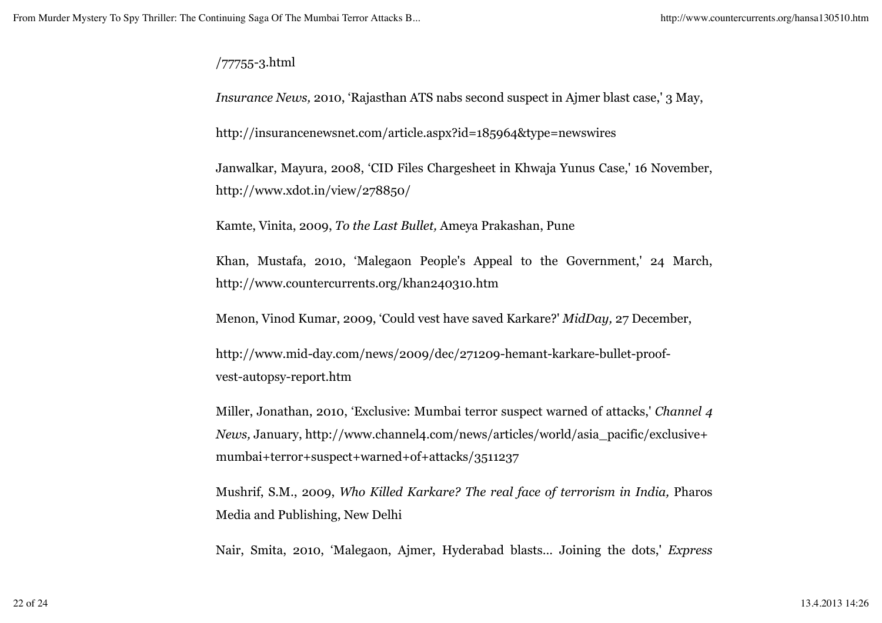/77755-3.html

*Insurance News,* 2010, ‘Rajasthan ATS nabs second suspect in Ajmer blast case,' 3 May,

http://insurancenewsnet.com/article.aspx?id=185964&type=newswires

Janwalkar, Mayura, 2008, ‘CID Files Chargesheet in Khwaja Yunus Case,' 16 November, http://www.xdot.in/view/278850/

Kamte, Vinita, 2009, *To the Last Bullet,* Ameya Prakashan, Pune

Khan, Mustafa, 2010, ‘Malegaon People's Appeal to the Government,' 24 March, http://www.countercurrents.org/khan240310.htm

Menon, Vinod Kumar, 2009, ‘Could vest have saved Karkare?' *MidDay,* 27 December,

http://www.mid-day.com/news/2009/dec/271209-hemant-karkare-bullet-proof-vest-autopsy-report.htm

Miller, Jonathan, 2010, ‘Exclusive: Mumbai terror suspect warned of attacks,' *Channel 4 News,* January, http://www.channel4.com/news/articles/world/asia_pacific/exclusive+mumbai+terror+suspect+warned+of+attacks/3511237

Mushrif, S.M., 2009, *Who Killed Karkare? The real face of terrorism in India,* Pharos Media and Publishing, New Delhi

Nair, Smita, 2010, ‘Malegaon, Ajmer, Hyderabad blasts... Joining the dots,' *Express*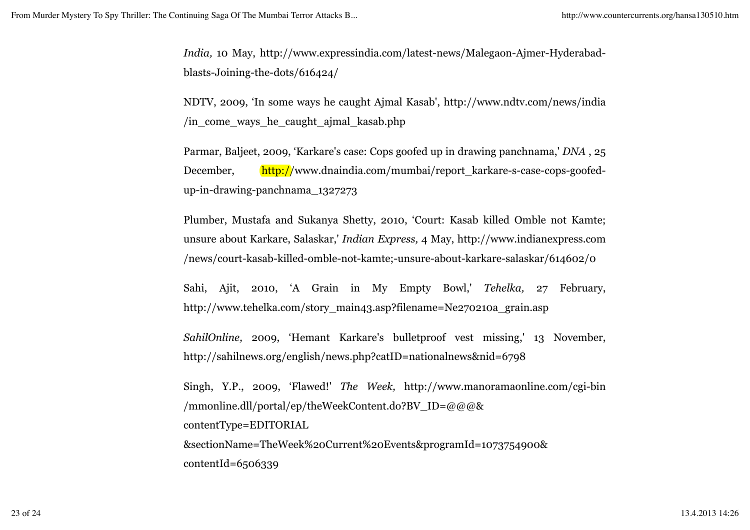*India,* 10 May, http://www.expressindia.com/latest-news/Malegaon-Ajmer-Hyderabad-blasts-Joining-the-dots/616424/

NDTV, 2009, 'In some ways he caught Ajmal Kasab', http://www.ndtv.com/news/india/in_come_ways_he_caught_ajmal_kasab.php

Parmar, Baljeet, 2009, 'Karkare's case: Cops goofed up in drawing panchnama,' *DNA* , 25 December, http://www.dnaindia.com/mumbai/report_karkare-s-case-cops-goofed-up-in-drawing-panchnama_1327273

Plumber, Mustafa and Sukanya Shetty, 2010, 'Court: Kasab killed Omble not Kamte; unsure about Karkare, Salaskar,' *Indian Express,* 4 May, http://www.indianexpress.com/news/court-kasab-killed-omble-not-kamte;-unsure-about-karkare-salaskar/614602/0

Sahi, Ajit, 2010, 'A Grain in My Empty Bowl,' *Tehelka,* 27 February, http://www.tehelka.com/story_main43.asp?filename=Ne270210a_grain.asp

*SahilOnline,* 2009, 'Hemant Karkare's bulletproof vest missing,' 13 November, http://sahilnews.org/english/news.php?catID=nationalnews&nid=6798

Singh, Y.P., 2009, 'Flawed!' *The Week,* http://www.manoramaonline.com/cgi-bin/mmonline.dll/portal/ep/theWeekContent.do?BV_ID=@@@&contentType=EDITORIAL&sectionName=TheWeek%20Current%20Events&programId=1073754900&contentId=6506339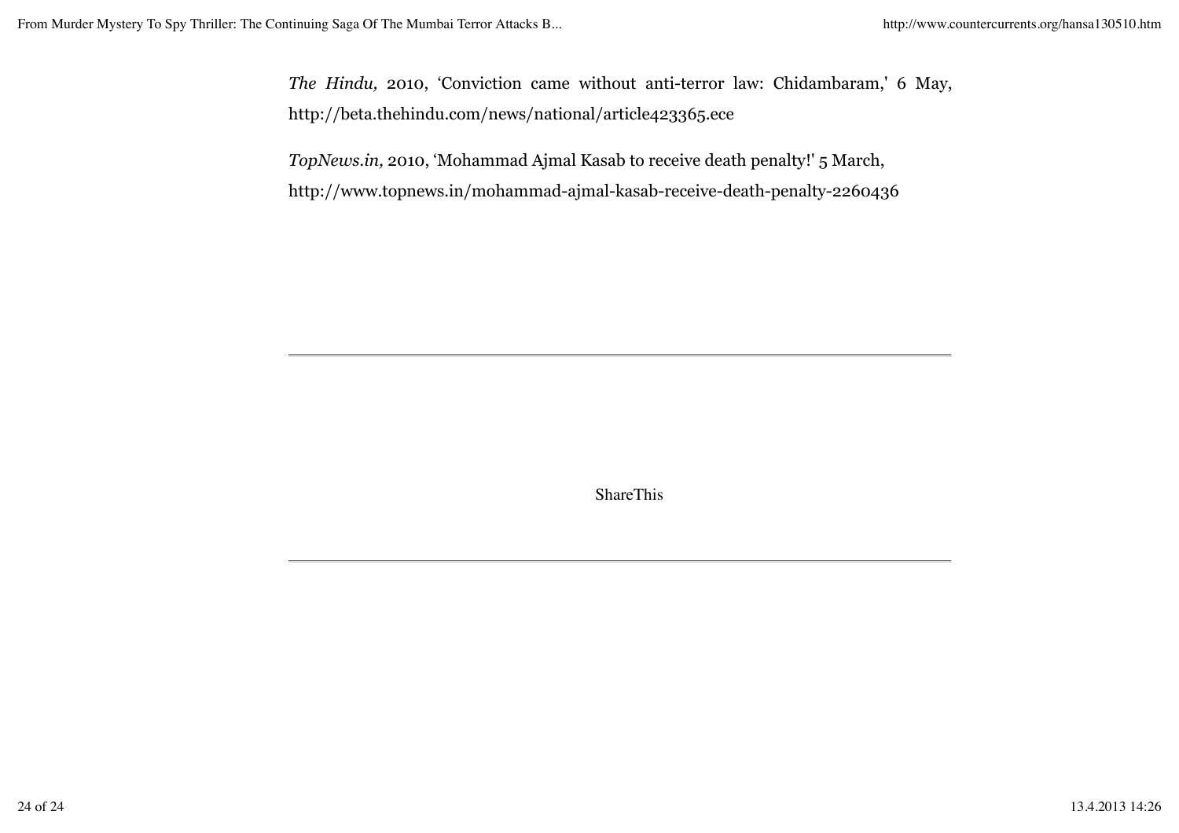*The Hindu,* 2010, 'Conviction came without anti-terror law: Chidambaram,' 6 May, http://beta.thehindu.com/news/national/article423365.ece

*TopNews.in,* 2010, 'Mohammad Ajmal Kasab to receive death penalty!' 5 March, http://www.topnews.in/mohammad-ajmal-kasab-receive-death-penalty-2260436

---

ShareThis

---